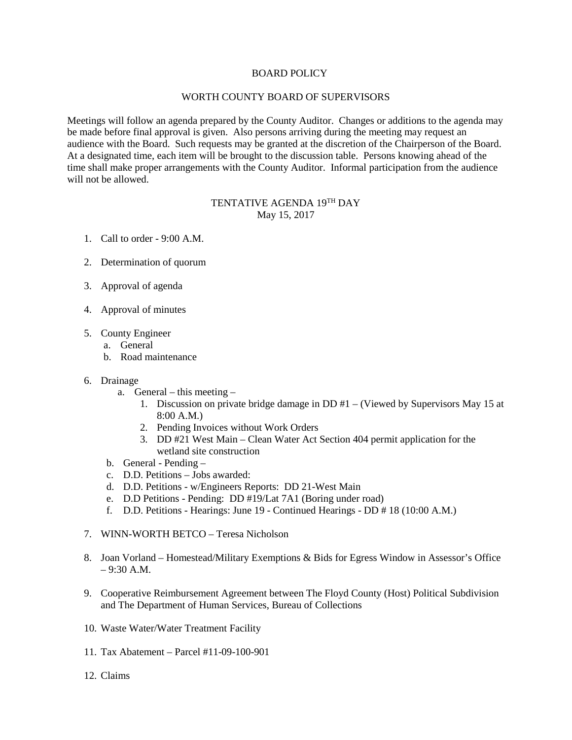# BOARD POLICY

## WORTH COUNTY BOARD OF SUPERVISORS

Meetings will follow an agenda prepared by the County Auditor. Changes or additions to the agenda may be made before final approval is given. Also persons arriving during the meeting may request an audience with the Board. Such requests may be granted at the discretion of the Chairperson of the Board. At a designated time, each item will be brought to the discussion table. Persons knowing ahead of the time shall make proper arrangements with the County Auditor. Informal participation from the audience will not be allowed.

### TENTATIVE AGENDA 19TH DAY
May 15, 2017

1. Call to order - 9:00 A.M.

2. Determination of quorum

3. Approval of agenda

4. Approval of minutes

5. County Engineer
   a. General
   b. Road maintenance

6. Drainage
   a. General – this meeting –
      1. Discussion on private bridge damage in DD #1 – (Viewed by Supervisors May 15 at 8:00 A.M.)
      2. Pending Invoices without Work Orders
      3. DD #21 West Main – Clean Water Act Section 404 permit application for the wetland site construction
   b. General - Pending –
   c. D.D. Petitions – Jobs awarded:
   d. D.D. Petitions - w/Engineers Reports: DD 21-West Main
   e. D.D Petitions - Pending: DD #19/Lat 7A1 (Boring under road)
   f. D.D. Petitions - Hearings: June 19 - Continued Hearings - DD # 18 (10:00 A.M.)

7. WINN-WORTH BETCO – Teresa Nicholson

8. Joan Vorland – Homestead/Military Exemptions & Bids for Egress Window in Assessor's Office – 9:30 A.M.

9. Cooperative Reimbursement Agreement between The Floyd County (Host) Political Subdivision and The Department of Human Services, Bureau of Collections

10. Waste Water/Water Treatment Facility

11. Tax Abatement – Parcel #11-09-100-901

12. Claims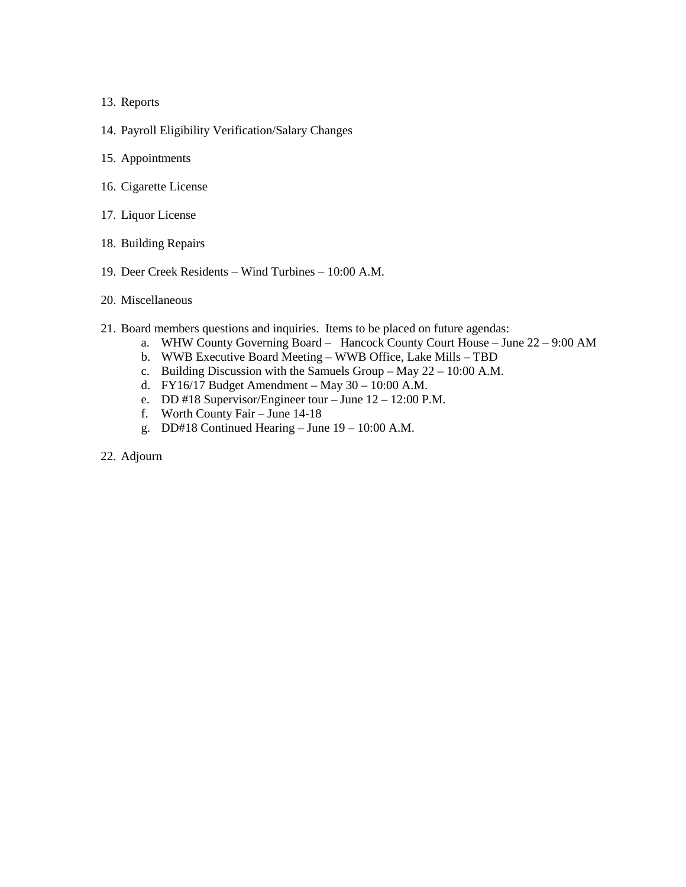13. Reports

14. Payroll Eligibility Verification/Salary Changes

15. Appointments

16. Cigarette License

17. Liquor License

18. Building Repairs

19. Deer Creek Residents – Wind Turbines – 10:00 A.M.

20. Miscellaneous

21. Board members questions and inquiries. Items to be placed on future agendas:
    a. WHW County Governing Board – Hancock County Court House – June 22 – 9:00 AM
    b. WWB Executive Board Meeting – WWB Office, Lake Mills – TBD
    c. Building Discussion with the Samuels Group – May 22 – 10:00 A.M.
    d. FY16/17 Budget Amendment – May 30 – 10:00 A.M.
    e. DD #18 Supervisor/Engineer tour – June 12 – 12:00 P.M.
    f. Worth County Fair – June 14-18
    g. DD#18 Continued Hearing – June 19 – 10:00 A.M.

22. Adjourn